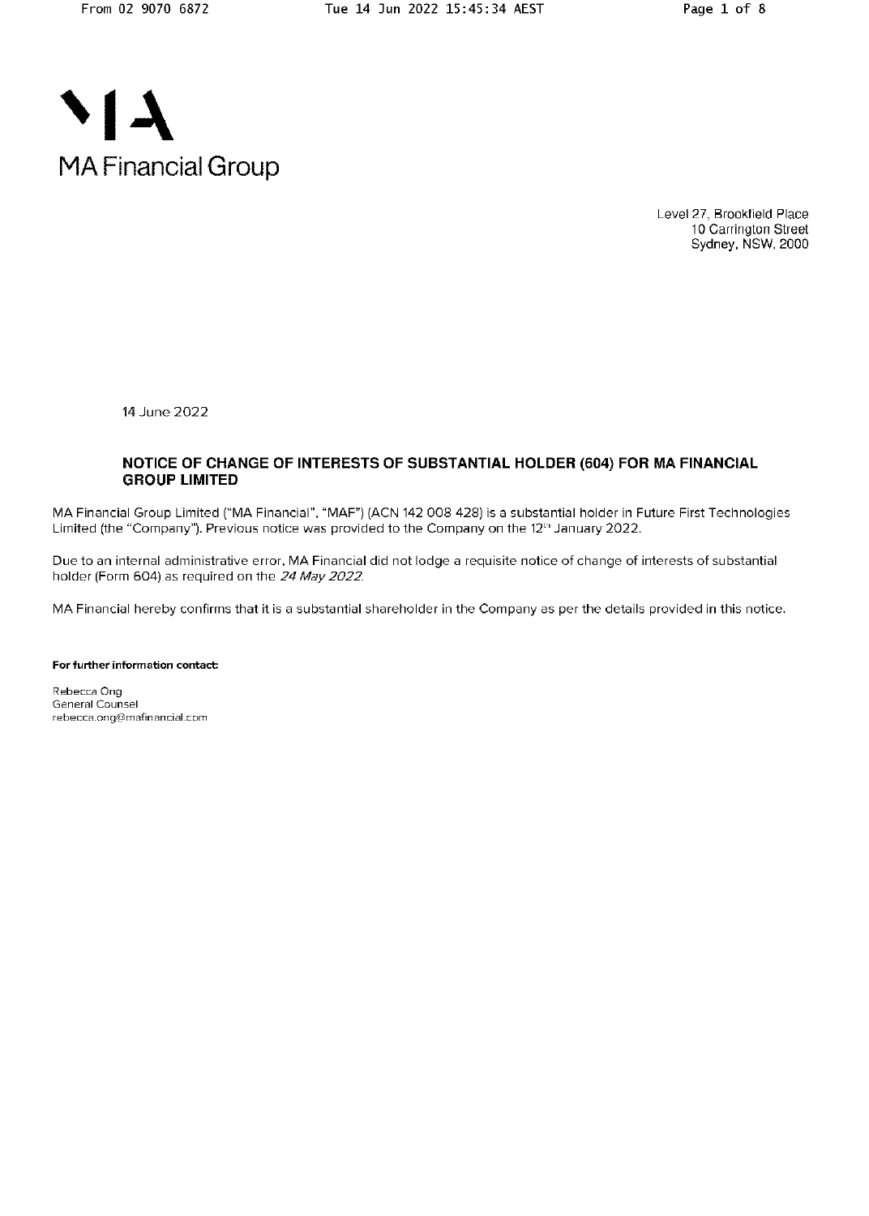MA Financial Group

Level 27, Brookfield Place
10 Carrington Street
Sydney, NSW, 2000

14 June 2022

## NOTICE OF CHANGE OF INTERESTS OF SUBSTANTIAL HOLDER (604) FOR MA FINANCIAL GROUP LIMITED

MA Financial Group Limited ("MA Financial", "MAF") (ACN 142 008 428) is a substantial holder in Future First Technologies Limited (the "Company"). Previous notice was provided to the Company on the 12th January 2022.

Due to an internal administrative error, MA Financial did not lodge a requisite notice of change of interests of substantial holder (Form 604) as required on the *24 May 2022*.

MA Financial hereby confirms that it is a substantial shareholder in the Company as per the details provided in this notice.

**For further information contact:**

Rebecca Ong
General Counsel
rebecca.ong@mafinancial.com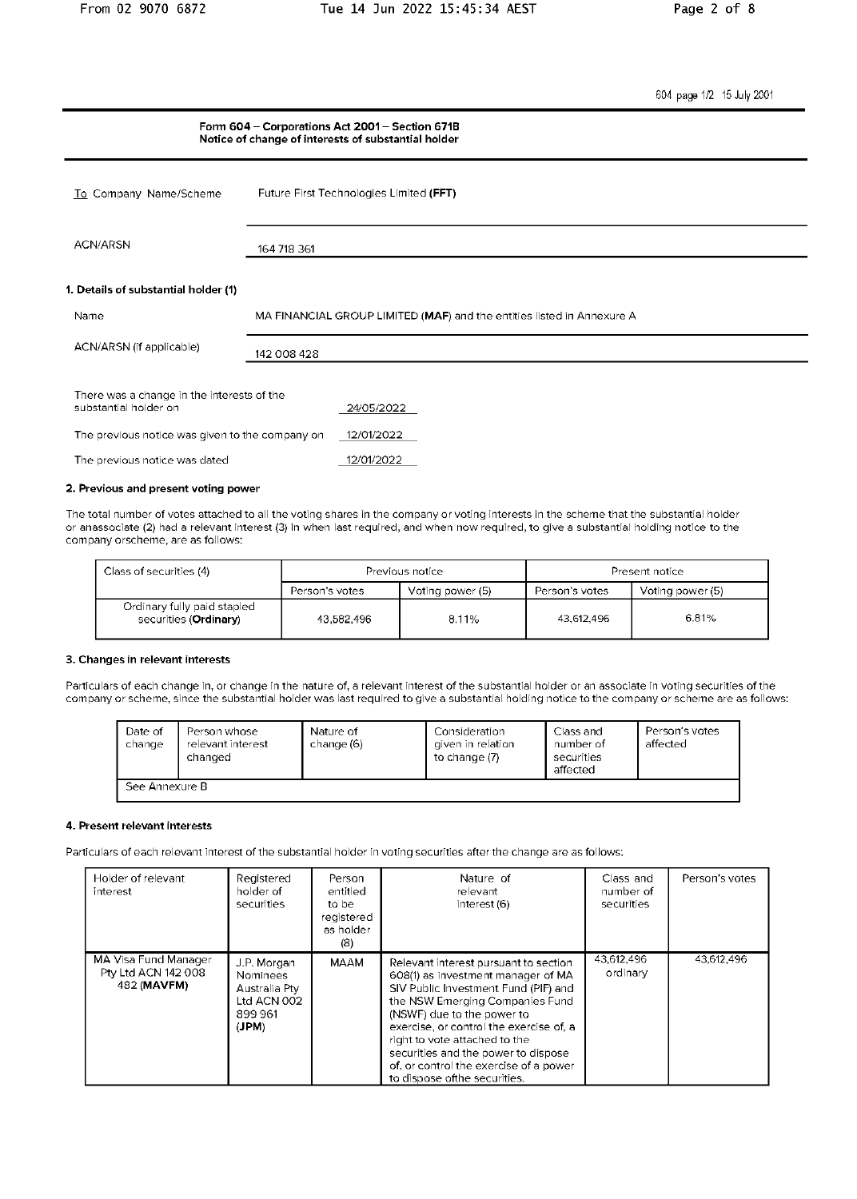604 page 1/2 15 July 2001

## Form 604 – Corporations Act 2001 – Section 671B
### Notice of change of interests of substantial holder

| | |
|---|---|
| To Company Name/Scheme | Future First Technologies Limited (**FFT**) |
| ACN/ARSN | 164 718 361 |

### 1. Details of substantial holder (1)

| | |
|---|---|
| Name | MA FINANCIAL GROUP LIMITED (**MAF**) and the entities listed in Annexure A |
| ACN/ARSN (if applicable) | 142 008 428 |

| | |
|---|---|
| There was a change in the interests of the substantial holder on | 24/05/2022 |
| The previous notice was given to the company on | 12/01/2022 |
| The previous notice was dated | 12/01/2022 |

### 2. Previous and present voting power

The total number of votes attached to all the voting shares in the company or voting interests in the scheme that the substantial holder or anassociate (2) had a relevant interest (3) in when last required, and when now required, to give a substantial holding notice to the company orscheme, are as follows:

| Class of securities (4) | Previous notice | | Present notice | |
|---|---|---|---|---|
| | Person's votes | Voting power (5) | Person's votes | Voting power (5) |
| Ordinary fully paid stapled securities (**Ordinary**) | 43,582,496 | 8.11% | 43,612,496 | 6.81% |

### 3. Changes in relevant interests

Particulars of each change in, or change in the nature of, a relevant interest of the substantial holder or an associate in voting securities of the company or scheme, since the substantial holder was last required to give a substantial holding notice to the company or scheme are as follows:

| Date of change | Person whose relevant interest changed | Nature of change (6) | Consideration given in relation to change (7) | Class and number of securities affected | Person's votes affected |
|---|---|---|---|---|---|
| See Annexure B | | | | | |

### 4. Present relevant interests

Particulars of each relevant interest of the substantial holder in voting securities after the change are as follows:

| Holder of relevant interest | Registered holder of securities | Person entitled to be registered as holder (8) | Nature of relevant interest (6) | Class and number of securities | Person's votes |
|---|---|---|---|---|---|
| MA Visa Fund Manager Pty Ltd ACN 142 008 482 (**MAVFM**) | J.P. Morgan Nominees Australia Pty Ltd ACN 002 899 961 (**JPM**) | MAAM | Relevant interest pursuant to section 608(1) as investment manager of MA SIV Public Investment Fund (PIF) and the NSW Emerging Companies Fund (NSWF) due to the power to exercise, or control the exercise of, a right to vote attached to the securities and the power to dispose of, or control the exercise of a power to dispose ofthe securities. | 43,612,496 ordinary | 43,612,496 |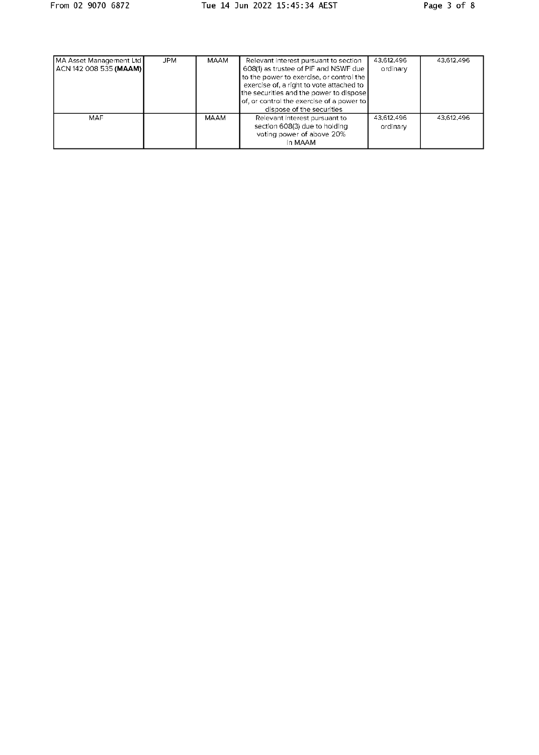| | | | | | |
|---|---|---|---|---|---|
| MA Asset Management Ltd ACN 142 008 535 **(MAAM)** | JPM | MAAM | Relevant interest pursuant to section 608(1) as trustee of PIF and NSWF due to the power to exercise, or control the exercise of, a right to vote attached to the securities and the power to dispose of, or control the exercise of a power to dispose of the securities | 43,612,496 ordinary | 43,612,496 |
| MAF | | MAAM | Relevant interest pursuant to section 608(3) due to holding voting power of above 20% in MAAM | 43,612,496 ordinary | 43,612,496 |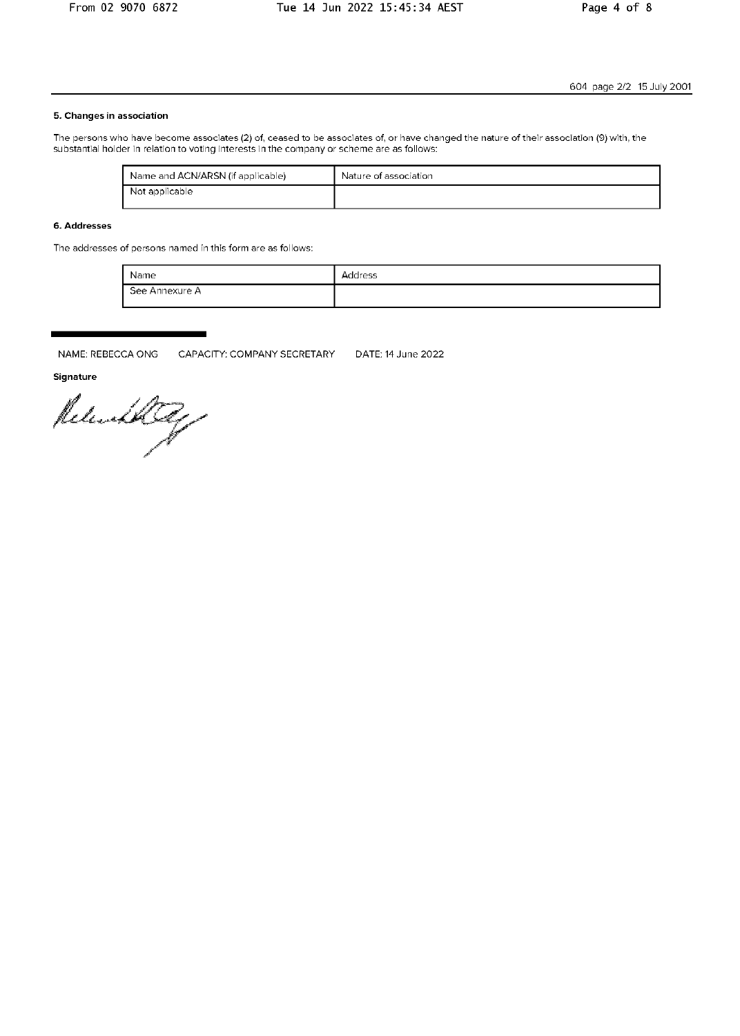604 page 2/2 15 July 2001

### 5. Changes in association

The persons who have become associates (2) of, ceased to be associates of, or have changed the nature of their association (9) with, the substantial holder in relation to voting interests in the company or scheme are as follows:

| Name and ACN/ARSN (if applicable) | Nature of association |
|---|---|
| Not applicable | |

### 6. Addresses

The addresses of persons named in this form are as follows:

| Name | Address |
|---|---|
| See Annexure A | |

NAME: REBECCA ONG CAPACITY: COMPANY SECRETARY DATE: 14 June 2022

**Signature**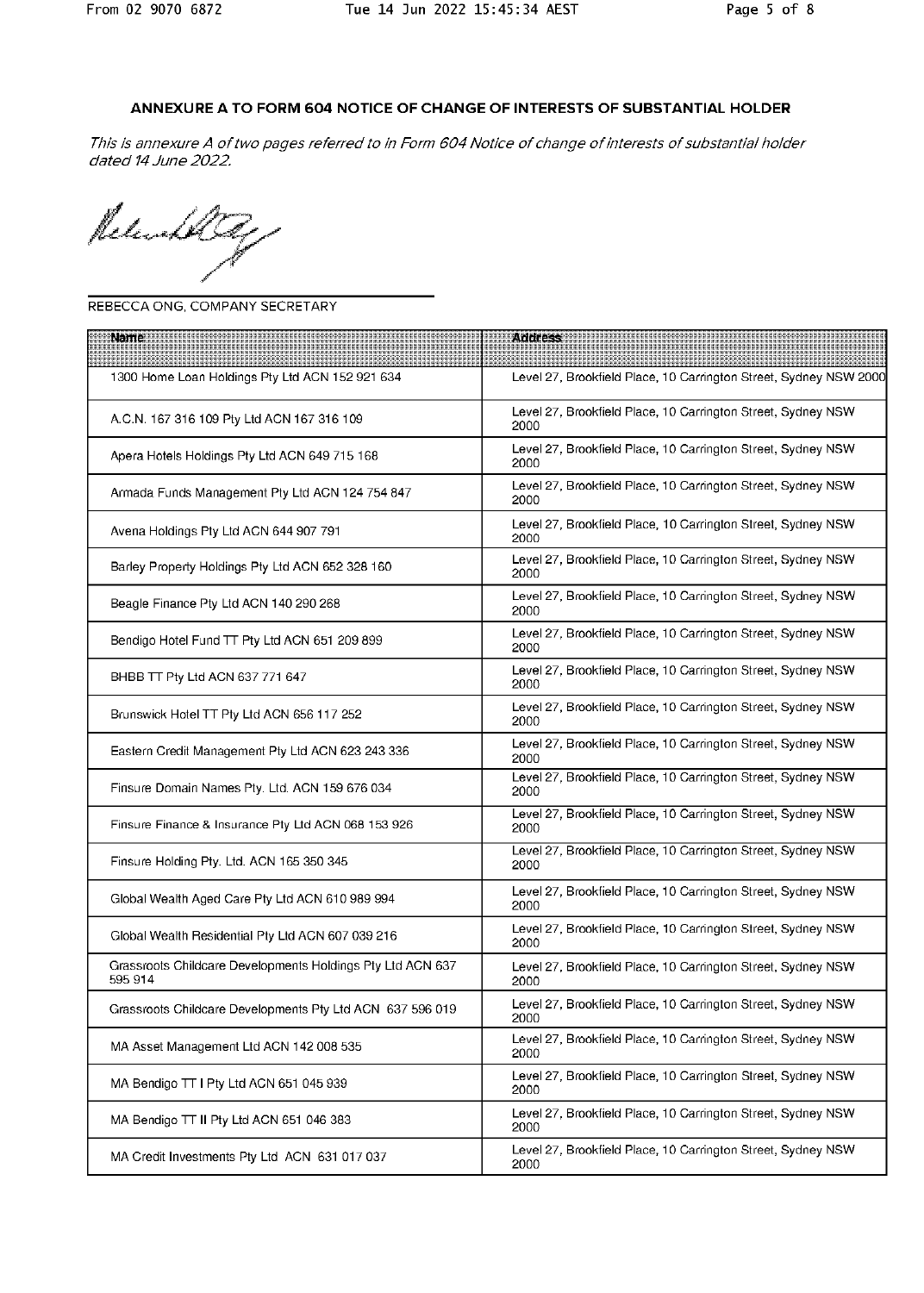## ANNEXURE A TO FORM 604 NOTICE OF CHANGE OF INTERESTS OF SUBSTANTIAL HOLDER

*This is annexure A of two pages referred to in Form 604 Notice of change of interests of substantial holder dated 14 June 2022.*

REBECCA ONG, COMPANY SECRETARY

| Name | Address |
|---|---|
| 1300 Home Loan Holdings Pty Ltd ACN 152 921 634 | Level 27, Brookfield Place, 10 Carrington Street, Sydney NSW 2000 |
| A.C.N. 167 316 109 Pty Ltd ACN 167 316 109 | Level 27, Brookfield Place, 10 Carrington Street, Sydney NSW 2000 |
| Apera Hotels Holdings Pty Ltd ACN 649 715 168 | Level 27, Brookfield Place, 10 Carrington Street, Sydney NSW 2000 |
| Armada Funds Management Pty Ltd ACN 124 754 847 | Level 27, Brookfield Place, 10 Carrington Street, Sydney NSW 2000 |
| Avena Holdings Pty Ltd ACN 644 907 791 | Level 27, Brookfield Place, 10 Carrington Street, Sydney NSW 2000 |
| Barley Property Holdings Pty Ltd ACN 652 328 160 | Level 27, Brookfield Place, 10 Carrington Street, Sydney NSW 2000 |
| Beagle Finance Pty Ltd ACN 140 290 268 | Level 27, Brookfield Place, 10 Carrington Street, Sydney NSW 2000 |
| Bendigo Hotel Fund TT Pty Ltd ACN 651 209 899 | Level 27, Brookfield Place, 10 Carrington Street, Sydney NSW 2000 |
| BHBB TT Pty Ltd ACN 637 771 647 | Level 27, Brookfield Place, 10 Carrington Street, Sydney NSW 2000 |
| Brunswick Hotel TT Pty Ltd ACN 656 117 252 | Level 27, Brookfield Place, 10 Carrington Street, Sydney NSW 2000 |
| Eastern Credit Management Pty Ltd ACN 623 243 336 | Level 27, Brookfield Place, 10 Carrington Street, Sydney NSW 2000 |
| Finsure Domain Names Pty. Ltd. ACN 159 676 034 | Level 27, Brookfield Place, 10 Carrington Street, Sydney NSW 2000 |
| Finsure Finance & Insurance Pty Ltd ACN 068 153 926 | Level 27, Brookfield Place, 10 Carrington Street, Sydney NSW 2000 |
| Finsure Holding Pty. Ltd. ACN 165 350 345 | Level 27, Brookfield Place, 10 Carrington Street, Sydney NSW 2000 |
| Global Wealth Aged Care Pty Ltd ACN 610 989 994 | Level 27, Brookfield Place, 10 Carrington Street, Sydney NSW 2000 |
| Global Wealth Residential Pty Ltd ACN 607 039 216 | Level 27, Brookfield Place, 10 Carrington Street, Sydney NSW 2000 |
| Grassroots Childcare Developments Holdings Pty Ltd ACN 637 595 914 | Level 27, Brookfield Place, 10 Carrington Street, Sydney NSW 2000 |
| Grassroots Childcare Developments Pty Ltd ACN 637 596 019 | Level 27, Brookfield Place, 10 Carrington Street, Sydney NSW 2000 |
| MA Asset Management Ltd ACN 142 008 535 | Level 27, Brookfield Place, 10 Carrington Street, Sydney NSW 2000 |
| MA Bendigo TT I Pty Ltd ACN 651 045 939 | Level 27, Brookfield Place, 10 Carrington Street, Sydney NSW 2000 |
| MA Bendigo TT II Pty Ltd ACN 651 046 383 | Level 27, Brookfield Place, 10 Carrington Street, Sydney NSW 2000 |
| MA Credit Investments Pty Ltd ACN 631 017 037 | Level 27, Brookfield Place, 10 Carrington Street, Sydney NSW 2000 |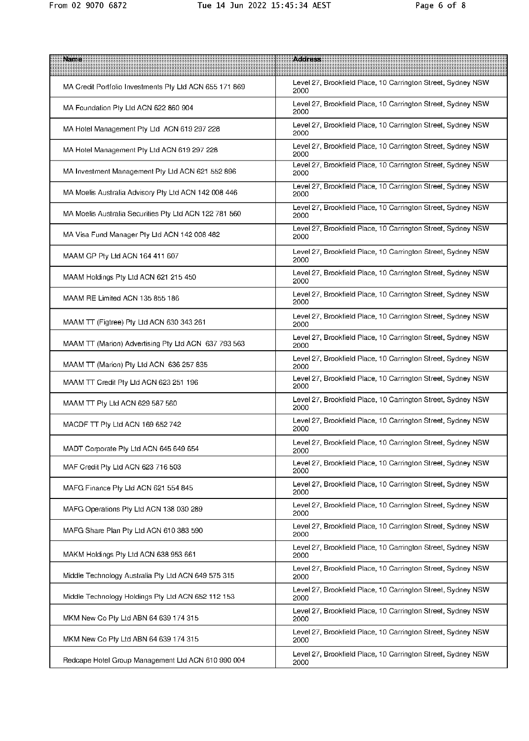| Name | Address |
|---|---|
| MA Credit Portfolio Investments Pty Ltd ACN 655 171 869 | Level 27, Brookfield Place, 10 Carrington Street, Sydney NSW 2000 |
| MA Foundation Pty Ltd ACN 622 860 904 | Level 27, Brookfield Place, 10 Carrington Street, Sydney NSW 2000 |
| MA Hotel Management Pty Ltd ACN 619 297 228 | Level 27, Brookfield Place, 10 Carrington Street, Sydney NSW 2000 |
| MA Hotel Management Pty Ltd ACN 619 297 228 | Level 27, Brookfield Place, 10 Carrington Street, Sydney NSW 2000 |
| MA Investment Management Pty Ltd ACN 621 552 896 | Level 27, Brookfield Place, 10 Carrington Street, Sydney NSW 2000 |
| MA Moelis Australia Advisory Pty Ltd ACN 142 008 446 | Level 27, Brookfield Place, 10 Carrington Street, Sydney NSW 2000 |
| MA Moelis Australia Securities Pty Ltd ACN 122 781 560 | Level 27, Brookfield Place, 10 Carrington Street, Sydney NSW 2000 |
| MA Visa Fund Manager Pty Ltd ACN 142 008 482 | Level 27, Brookfield Place, 10 Carrington Street, Sydney NSW 2000 |
| MAAM GP Pty Ltd ACN 164 411 607 | Level 27, Brookfield Place, 10 Carrington Street, Sydney NSW 2000 |
| MAAM Holdings Pty Ltd ACN 621 215 450 | Level 27, Brookfield Place, 10 Carrington Street, Sydney NSW 2000 |
| MAAM RE Limited ACN 135 855 186 | Level 27, Brookfield Place, 10 Carrington Street, Sydney NSW 2000 |
| MAAM TT (Figtree) Pty Ltd ACN 630 343 261 | Level 27, Brookfield Place, 10 Carrington Street, Sydney NSW 2000 |
| MAAM TT (Marion) Advertising Pty Ltd ACN 637 793 563 | Level 27, Brookfield Place, 10 Carrington Street, Sydney NSW 2000 |
| MAAM TT (Marion) Pty Ltd ACN 636 257 835 | Level 27, Brookfield Place, 10 Carrington Street, Sydney NSW 2000 |
| MAAM TT Credit Pty Ltd ACN 623 251 196 | Level 27, Brookfield Place, 10 Carrington Street, Sydney NSW 2000 |
| MAAM TT Pty Ltd ACN 629 587 560 | Level 27, Brookfield Place, 10 Carrington Street, Sydney NSW 2000 |
| MACDF TT Pty Ltd ACN 169 652 742 | Level 27, Brookfield Place, 10 Carrington Street, Sydney NSW 2000 |
| MADT Corporate Pty Ltd ACN 645 649 654 | Level 27, Brookfield Place, 10 Carrington Street, Sydney NSW 2000 |
| MAF Credit Pty Ltd ACN 623 716 503 | Level 27, Brookfield Place, 10 Carrington Street, Sydney NSW 2000 |
| MAFG Finance Pty Ltd ACN 621 554 845 | Level 27, Brookfield Place, 10 Carrington Street, Sydney NSW 2000 |
| MAFG Operations Pty Ltd ACN 138 030 289 | Level 27, Brookfield Place, 10 Carrington Street, Sydney NSW 2000 |
| MAFG Share Plan Pty Ltd ACN 610 383 590 | Level 27, Brookfield Place, 10 Carrington Street, Sydney NSW 2000 |
| MAKM Holdings Pty Ltd ACN 638 953 661 | Level 27, Brookfield Place, 10 Carrington Street, Sydney NSW 2000 |
| Middle Technology Australia Pty Ltd ACN 649 575 315 | Level 27, Brookfield Place, 10 Carrington Street, Sydney NSW 2000 |
| Middle Technology Holdings Pty Ltd ACN 652 112 153 | Level 27, Brookfield Place, 10 Carrington Street, Sydney NSW 2000 |
| MKM New Co Pty Ltd ABN 64 639 174 315 | Level 27, Brookfield Place, 10 Carrington Street, Sydney NSW 2000 |
| MKM New Co Pty Ltd ABN 64 639 174 315 | Level 27, Brookfield Place, 10 Carrington Street, Sydney NSW 2000 |
| Redcape Hotel Group Management Ltd ACN 610 990 004 | Level 27, Brookfield Place, 10 Carrington Street, Sydney NSW 2000 |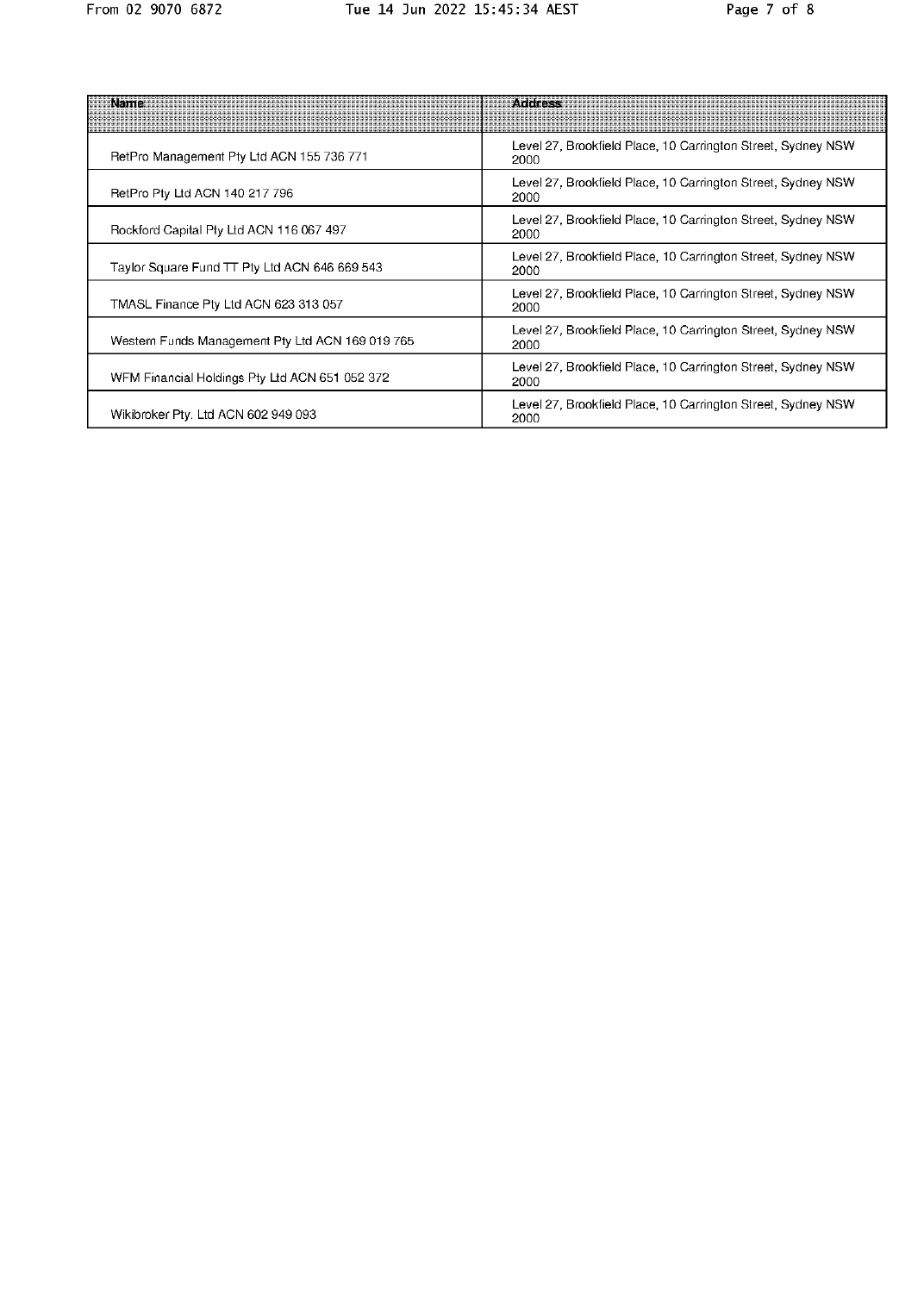| Name | Address |
| --- | --- |
| RetPro Management Pty Ltd ACN 155 736 771 | Level 27, Brookfield Place, 10 Carrington Street, Sydney NSW 2000 |
| RetPro Pty Ltd ACN 140 217 796 | Level 27, Brookfield Place, 10 Carrington Street, Sydney NSW 2000 |
| Rockford Capital Pty Ltd ACN 116 067 497 | Level 27, Brookfield Place, 10 Carrington Street, Sydney NSW 2000 |
| Taylor Square Fund TT Pty Ltd ACN 646 669 543 | Level 27, Brookfield Place, 10 Carrington Street, Sydney NSW 2000 |
| TMASL Finance Pty Ltd ACN 623 313 057 | Level 27, Brookfield Place, 10 Carrington Street, Sydney NSW 2000 |
| Western Funds Management Pty Ltd ACN 169 019 765 | Level 27, Brookfield Place, 10 Carrington Street, Sydney NSW 2000 |
| WFM Financial Holdings Pty Ltd ACN 651 052 372 | Level 27, Brookfield Place, 10 Carrington Street, Sydney NSW 2000 |
| Wikibroker Pty. Ltd ACN 602 949 093 | Level 27, Brookfield Place, 10 Carrington Street, Sydney NSW 2000 |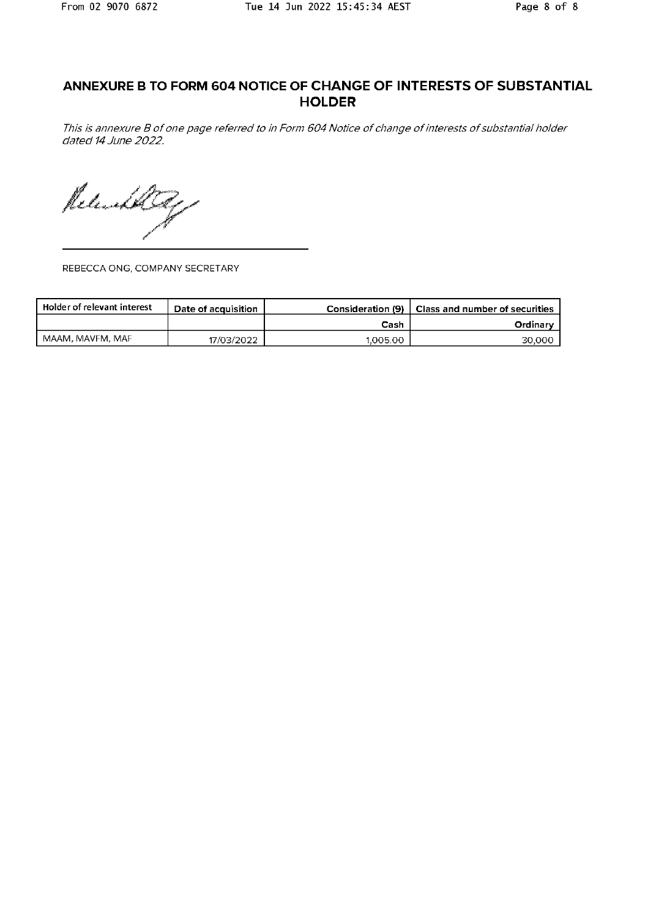# ANNEXURE B TO FORM 604 NOTICE OF CHANGE OF INTERESTS OF SUBSTANTIAL HOLDER

*This is annexure B of one page referred to in Form 604 Notice of change of interests of substantial holder dated 14 June 2022.*

REBECCA ONG, COMPANY SECRETARY

| Holder of relevant interest | Date of acquisition | Consideration (9) | Class and number of securities |
|---|---|---|---|
| | | Cash | Ordinary |
| MAAM, MAVFM, MAF | 17/03/2022 | 1,005.00 | 30,000 |